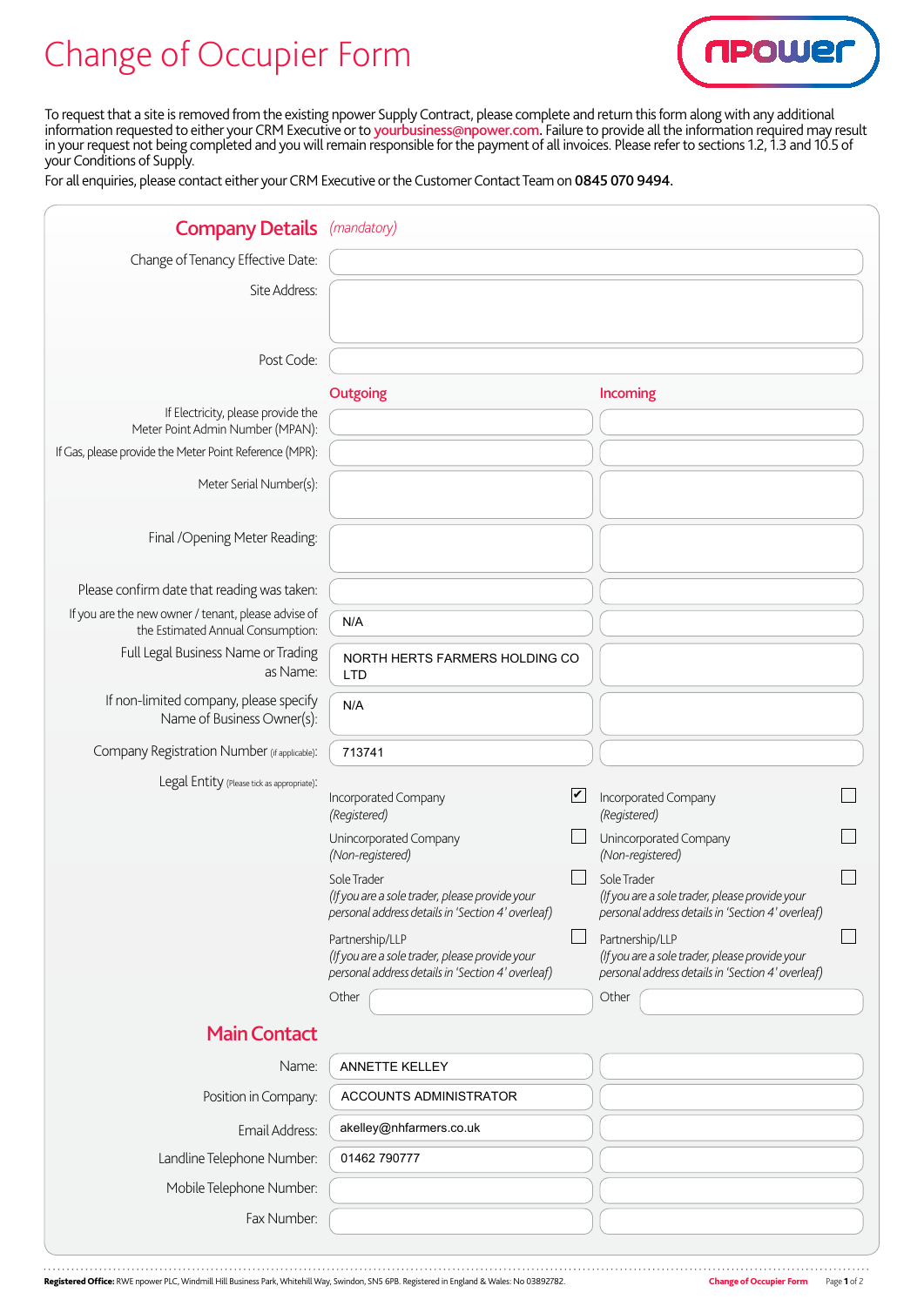# Change of Occupier Form

npower

To request that a site is removed from the existing npower Supply Contract, please complete and return this form along with any additional information requested to either your CRM Executive or to yourbusiness@npower.com. Failure to provide all the information required may result in your request not being completed and you will remain responsible for the payment of all invoices. Please refer to sections 1.2, 1.3 and 10.5 of your Conditions of Supply.

For all enquiries, please contact either your CRM Executive or the Customer Contact Team on **0845 070 9494**.

## Company Details *(mandatory)*

Change of Tenancy Effective Date:

Site Address:

Post Code:

| | Outgoing | Incoming |
|---|---|---|
| If Electricity, please provide the Meter Point Admin Number (MPAN): | | |
| If Gas, please provide the Meter Point Reference (MPR): | | |
| Meter Serial Number(s): | | |
| Final /Opening Meter Reading: | | |
| Please confirm date that reading was taken: | | |
| If you are the new owner / tenant, please advise of the Estimated Annual Consumption: | N/A | |
| Full Legal Business Name or Trading as Name: | NORTH HERTS FARMERS HOLDING CO LTD | |
| If non-limited company, please specify Name of Business Owner(s): | N/A | |
| Company Registration Number (if applicable): | 713741 | |

Legal Entity (Please tick as appropriate):

| | Outgoing | Incoming |
|---|---|---|
| Incorporated Company *(Registered)* | ☑ | ☐ |
| Unincorporated Company *(Non-registered)* | ☐ | ☐ |
| Sole Trader *(If you are a sole trader, please provide your personal address details in 'Section 4' overleaf)* | ☐ | ☐ |
| Partnership/LLP *(If you are a sole trader, please provide your personal address details in 'Section 4' overleaf)* | ☐ | ☐ |
| Other | | |

## Main Contact

| | Outgoing | Incoming |
|---|---|---|
| Name: | ANNETTE KELLEY | |
| Position in Company: | ACCOUNTS ADMINISTRATOR | |
| Email Address: | akelley@nhfarmers.co.uk | |
| Landline Telephone Number: | 01462 790777 | |
| Mobile Telephone Number: | | |
| Fax Number: | | |

**Registered Office:** RWE npower PLC, Windmill Hill Business Park, Whitehill Way, Swindon, SN5 6PB. Registered in England & Wales: No 03892782.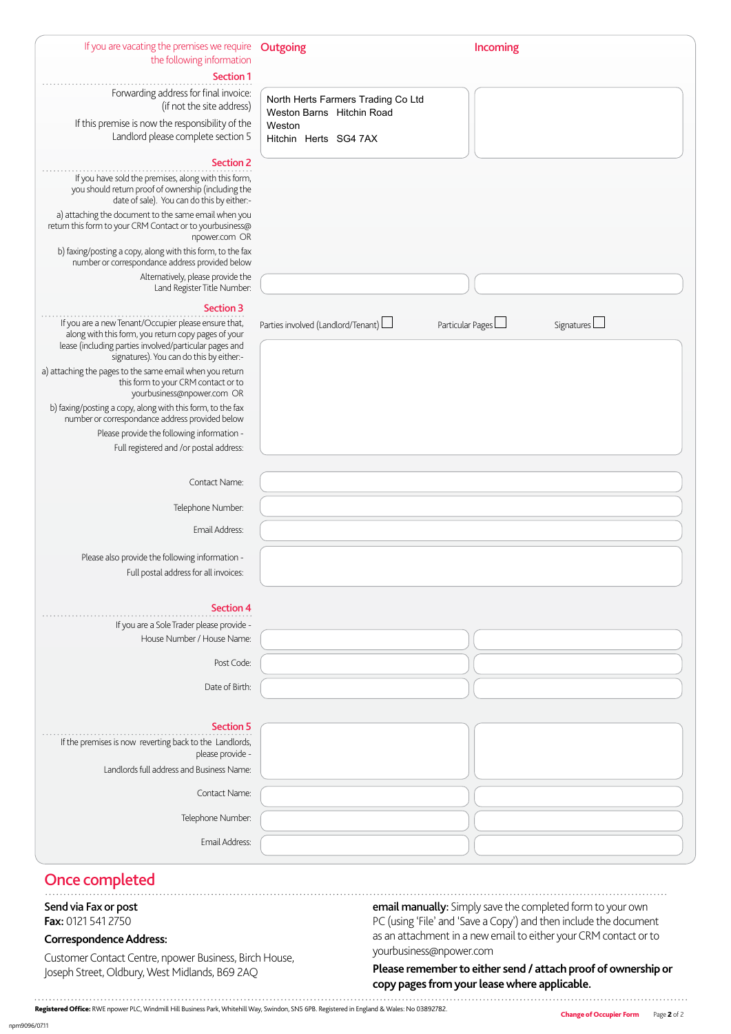If you are vacating the premises we require the following information

| | Outgoing | Incoming |
|---|---|---|
| **Section 1** | | |
| Forwarding address for final invoice: (if not the site address)<br>If this premise is now the responsibility of the Landlord please complete section 5 | North Herts Farmers Trading Co Ltd<br>Weston Barns Hitchin Road<br>Weston<br>Hitchin Herts SG4 7AX | |
| **Section 2** | | |
| If you have sold the premises, along with this form, you should return proof of ownership (including the date of sale). You can do this by either:-<br>a) attaching the document to the same email when you return this form to your CRM Contact or to yourbusiness@npower.com OR<br>b) faxing/posting a copy, along with this form, to the fax number or correspondance address provided below<br>Alternatively, please provide the Land Register Title Number: | | |

**Section 3**

If you are a new Tenant/Occupier please ensure that, along with this form, you return copy pages of your lease (including parties involved/particular pages and signatures). You can do this by either:-

a) attaching the pages to the same email when you return this form to your CRM contact or to yourbusiness@npower.com OR

b) faxing/posting a copy, along with this form, to the fax number or correspondance address provided below

Parties involved (Landlord/Tenant) ☐ Particular Pages ☐ Signatures ☐

Please provide the following information -

Full registered and /or postal address:

Contact Name:

Telephone Number:

Email Address:

Please also provide the following information -

Full postal address for all invoices:

| | Outgoing | Incoming |
|---|---|---|
| **Section 4** | | |
| If you are a Sole Trader please provide - House Number / House Name: | | |
| Post Code: | | |
| Date of Birth: | | |
| **Section 5** | | |
| If the premises is now reverting back to the Landlords, please provide - Landlords full address and Business Name: | | |
| Contact Name: | | |
| Telephone Number: | | |
| Email Address: | | |

## Once completed

**Send via Fax or post**
**Fax:** 0121 541 2750

**Correspondence Address:**

Customer Contact Centre, npower Business, Birch House, Joseph Street, Oldbury, West Midlands, B69 2AQ

**email manually:** Simply save the completed form to your own PC (using 'File' and 'Save a Copy') and then include the document as an attachment in a new email to either your CRM contact or to yourbusiness@npower.com

**Please remember to either send / attach proof of ownership or copy pages from your lease where applicable.**

**Registered Office:** RWE npower PLC, Windmill Hill Business Park, Whitehill Way, Swindon, SN5 6PB. Registered in England & Wales: No 03892782.

npm9096/0711